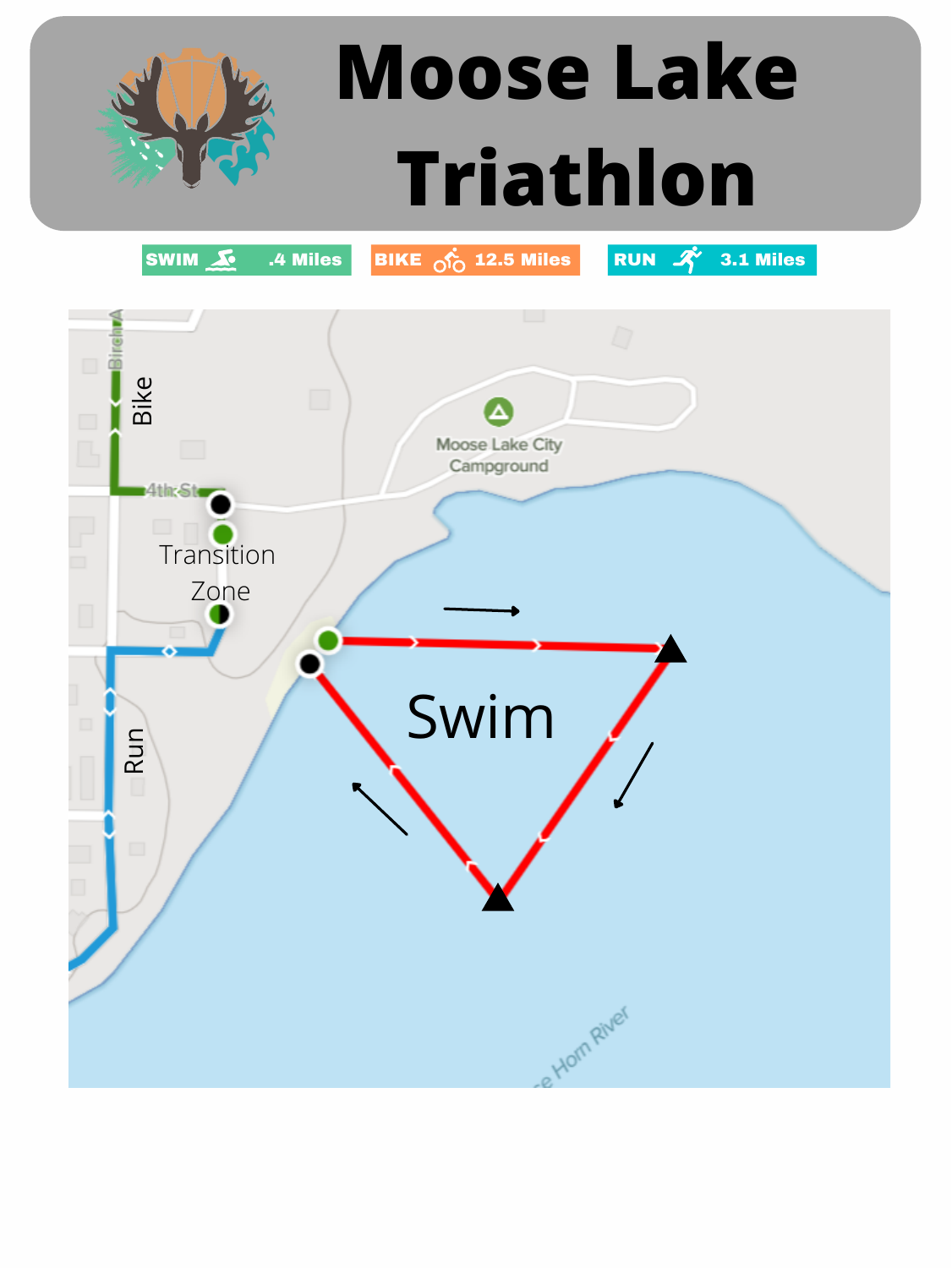# Moose Lake Triathlon

SWIM .4 Miles | BIKE 12.5 Miles | RUN 3.1 Miles

Bike

4th St

Transition Zone

Run

Swim

Moose Lake City Campground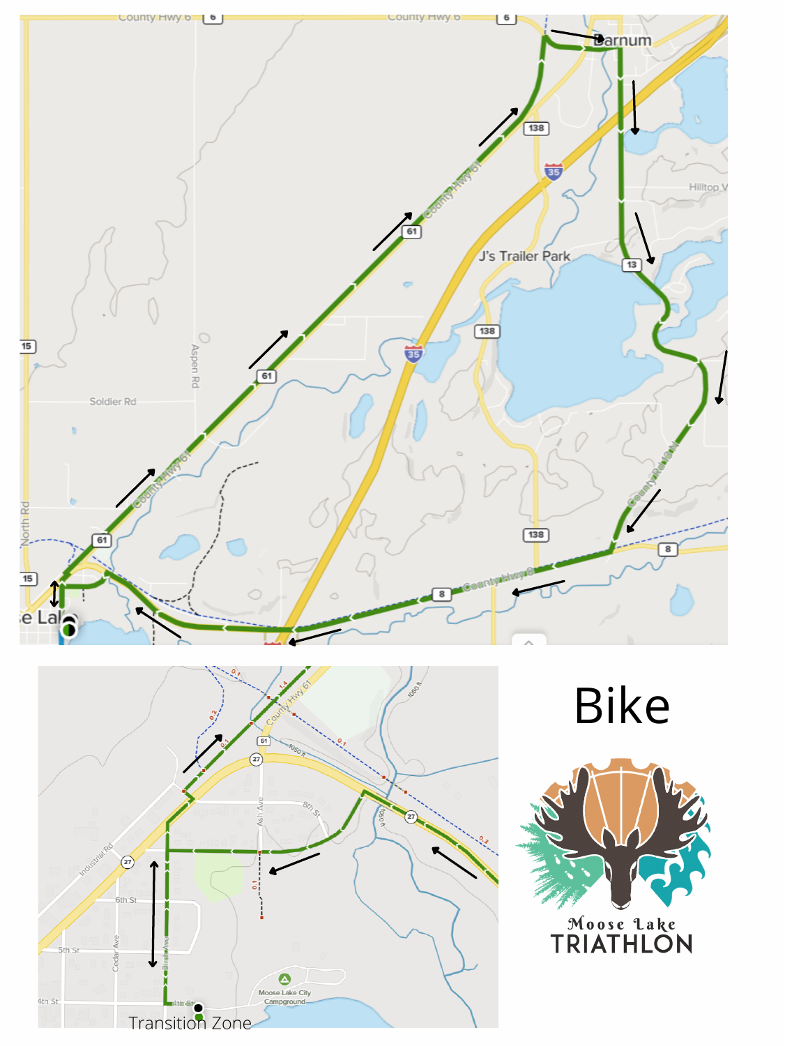# Bike

Transition Zone

Moose Lake TRIATHLON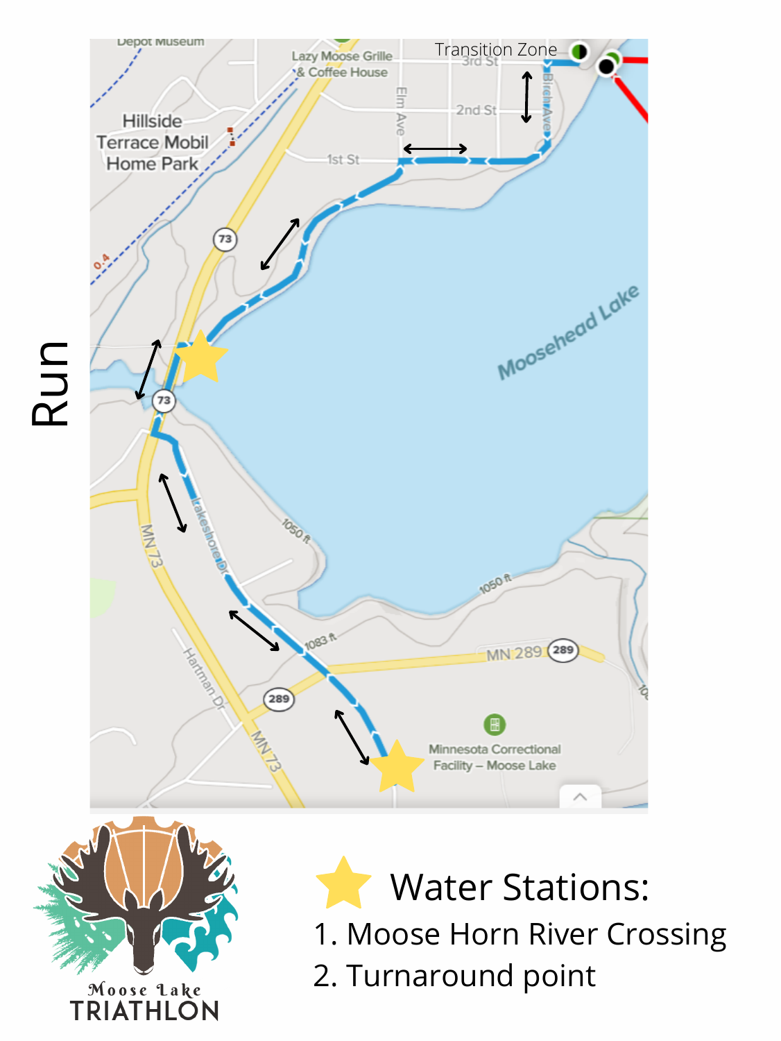# Run

Transition Zone

Water Stations:

1. Moose Horn River Crossing
2. Turnaround point

Moose Lake TRIATHLON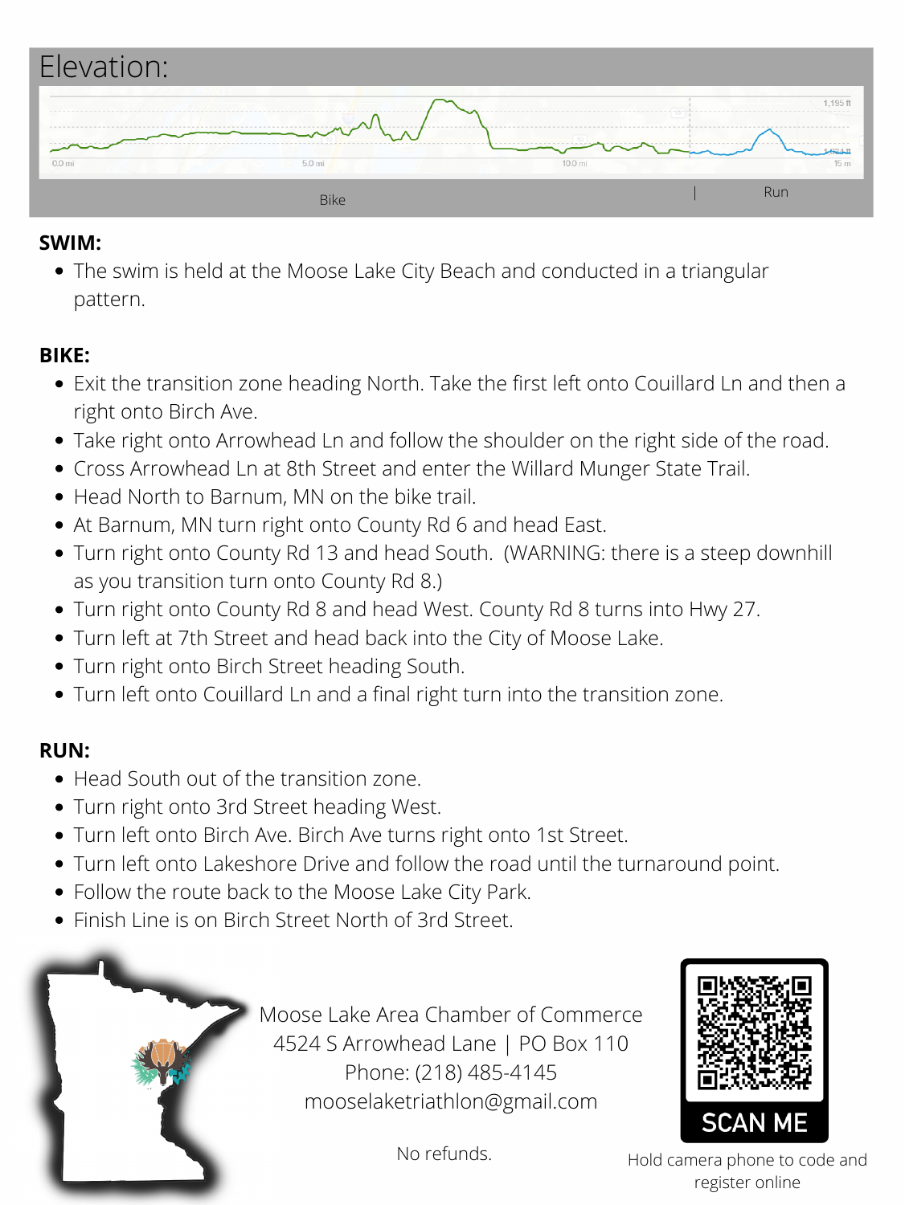## Elevation:

1,195 ft

1,024 ft

0.0 mi

5.0 mi

10.0 mi

15 m

Bike

Run

**SWIM:**

- The swim is held at the Moose Lake City Beach and conducted in a triangular pattern.

**BIKE:**

- Exit the transition zone heading North. Take the first left onto Couillard Ln and then a right onto Birch Ave.
- Take right onto Arrowhead Ln and follow the shoulder on the right side of the road.
- Cross Arrowhead Ln at 8th Street and enter the Willard Munger State Trail.
- Head North to Barnum, MN on the bike trail.
- At Barnum, MN turn right onto County Rd 6 and head East.
- Turn right onto County Rd 13 and head South. (WARNING: there is a steep downhill as you transition turn onto County Rd 8.)
- Turn right onto County Rd 8 and head West. County Rd 8 turns into Hwy 27.
- Turn left at 7th Street and head back into the City of Moose Lake.
- Turn right onto Birch Street heading South.
- Turn left onto Couillard Ln and a final right turn into the transition zone.

**RUN:**

- Head South out of the transition zone.
- Turn right onto 3rd Street heading West.
- Turn left onto Birch Ave. Birch Ave turns right onto 1st Street.
- Turn left onto Lakeshore Drive and follow the road until the turnaround point.
- Follow the route back to the Moose Lake City Park.
- Finish Line is on Birch Street North of 3rd Street.

Moose Lake Area Chamber of Commerce
4524 S Arrowhead Lane | PO Box 110
Phone: (218) 485-4145
mooselaketriathlon@gmail.com

No refunds.

SCAN ME

Hold camera phone to code and register online